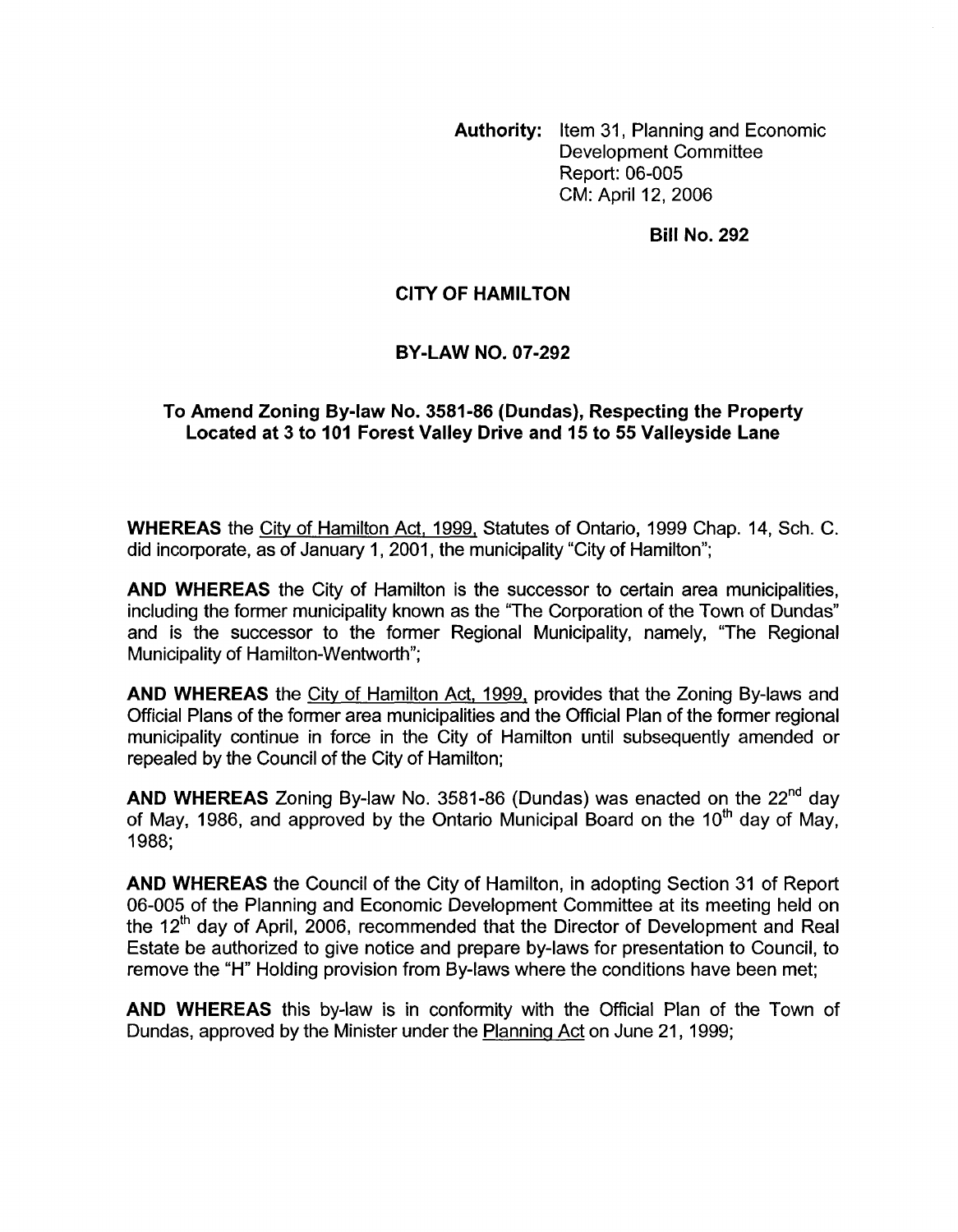**Authority:** Item 31, Planning and Economic Development Committee
Report: 06-005
CM: April 12, 2006

**Bill No. 292**

**CITY OF HAMILTON**

**BY-LAW NO. 07-292**

**To Amend Zoning By-law No. 3581-86 (Dundas), Respecting the Property Located at 3 to 101 Forest Valley Drive and 15 to 55 Valleyside Lane**

**WHEREAS** the City of Hamilton Act, 1999, Statutes of Ontario, 1999 Chap. 14, Sch. C. did incorporate, as of January 1, 2001, the municipality "City of Hamilton";

**AND WHEREAS** the City of Hamilton is the successor to certain area municipalities, including the former municipality known as the "The Corporation of the Town of Dundas" and is the successor to the former Regional Municipality, namely, "The Regional Municipality of Hamilton-Wentworth";

**AND WHEREAS** the City of Hamilton Act, 1999, provides that the Zoning By-laws and Official Plans of the former area municipalities and the Official Plan of the former regional municipality continue in force in the City of Hamilton until subsequently amended or repealed by the Council of the City of Hamilton;

**AND WHEREAS** Zoning By-law No. 3581-86 (Dundas) was enacted on the 22[nd] day of May, 1986, and approved by the Ontario Municipal Board on the 10[th] day of May, 1988;

**AND WHEREAS** the Council of the City of Hamilton, in adopting Section 31 of Report 06-005 of the Planning and Economic Development Committee at its meeting held on the 12[th] day of April, 2006, recommended that the Director of Development and Real Estate be authorized to give notice and prepare by-laws for presentation to Council, to remove the "H" Holding provision from By-laws where the conditions have been met;

**AND WHEREAS** this by-law is in conformity with the Official Plan of the Town of Dundas, approved by the Minister under the Planning Act on June 21, 1999;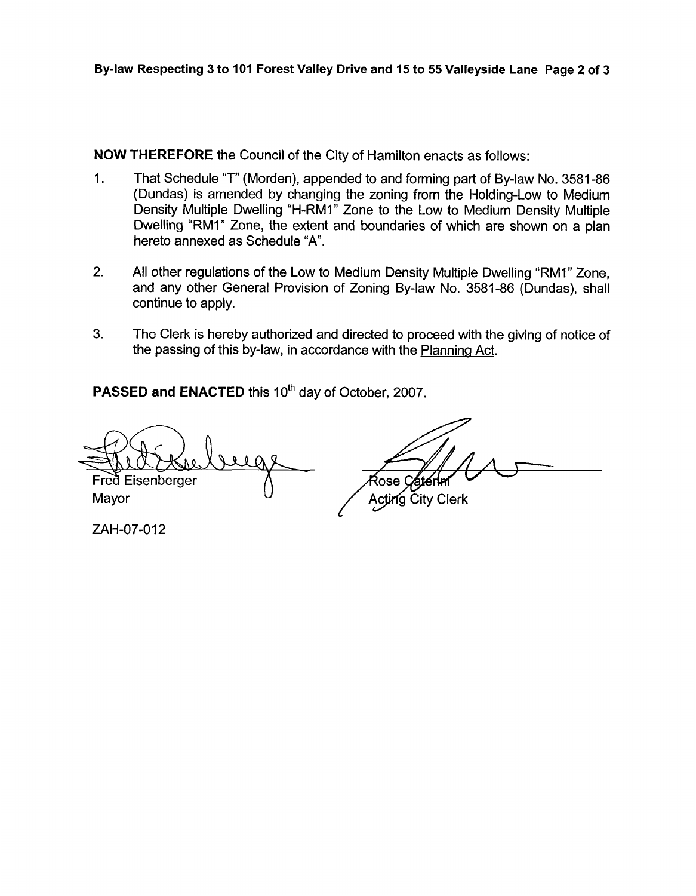**NOW THEREFORE** the Council of the City of Hamilton enacts as follows:

1. That Schedule "T" (Morden), appended to and forming part of By-law No. 3581-86 (Dundas) is amended by changing the zoning from the Holding-Low to Medium Density Multiple Dwelling "H-RM1" Zone to the Low to Medium Density Multiple Dwelling "RM1" Zone, the extent and boundaries of which are shown on a plan hereto annexed as Schedule "A".

2. All other regulations of the Low to Medium Density Multiple Dwelling "RM1" Zone, and any other General Provision of Zoning By-law No. 3581-86 (Dundas), shall continue to apply.

3. The Clerk is hereby authorized and directed to proceed with the giving of notice of the passing of this by-law, in accordance with the Planning Act.

**PASSED and ENACTED** this 10th day of October, 2007.

Fred Eisenberger
Mayor

Rose Caterini
Acting City Clerk

ZAH-07-012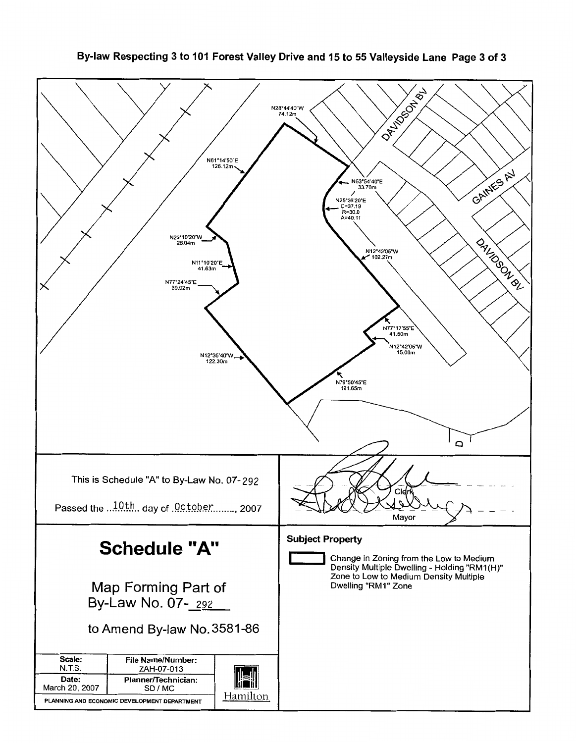# By-law Respecting 3 to 101 Forest Valley Drive and 15 to 55 Valleyside Lane

DAVIDSON BV

GAINES AV

DAVIDSON BV

N28°44'40"W
74.12m

N61°14'50"E
126.12m

N63°54'40"E
33.70m

N25°36'20"E
C=37.19
R=30.0
A=40.11

N23°10'20"W
25.04m

N11°10'20"E
41.63m

N77°24'45"E
39.92m

N12°42'05"W
102.27m

N77°17'55"E
41.50m

N12°42'05"W
15.00m

N12°35'40"W
122.30m

N79°50'45"E
101.65m

D

This is Schedule "A" to By-Law No. 07-292

Passed the 10th day of October, 2007

Clerk

Mayor

## Schedule "A"

Map Forming Part of
By-Law No. 07-292

to Amend By-law No. 3581-86

**Subject Property**

Change in Zoning from the Low to Medium Density Multiple Dwelling - Holding "RM1(H)" Zone to Low to Medium Density Multiple Dwelling "RM1" Zone

| Scale: | File Name/Number: |
|---|---|
| N.T.S. | ZAH-07-013 |
| **Date:** | **Planner/Technician:** |
| March 20, 2007 | SD / MC |

PLANNING AND ECONOMIC DEVELOPMENT DEPARTMENT

Hamilton